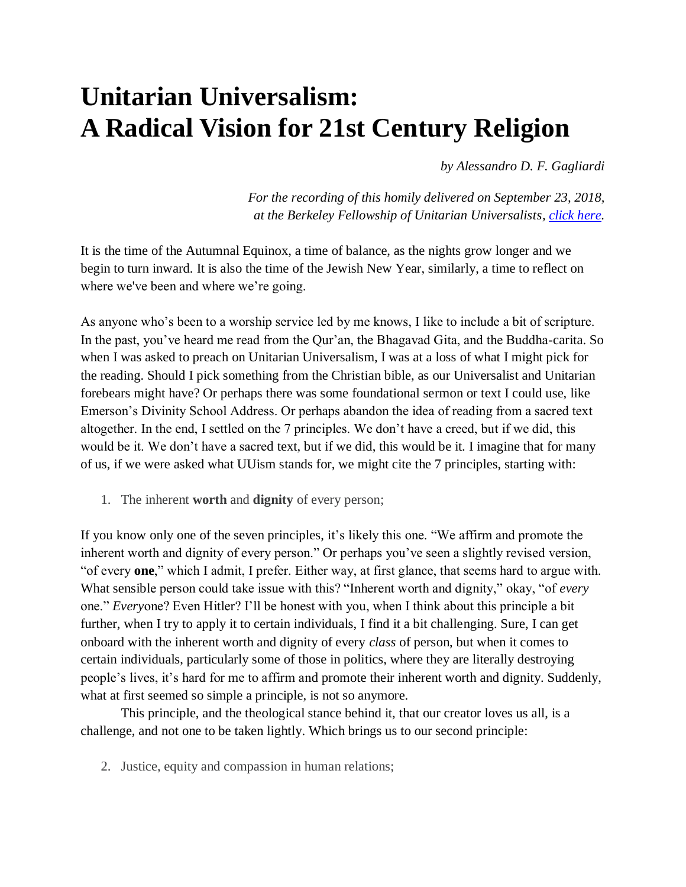# Unitarian Universalism: A Radical Vision for 21st Century Religion

*by Alessandro D. F. Gagliardi*

*For the recording of this homily delivered on September 23, 2018, at the Berkeley Fellowship of Unitarian Universalists, [click here](#).*

It is the time of the Autumnal Equinox, a time of balance, as the nights grow longer and we begin to turn inward. It is also the time of the Jewish New Year, similarly, a time to reflect on where we've been and where we're going.

As anyone who's been to a worship service led by me knows, I like to include a bit of scripture. In the past, you've heard me read from the Qur'an, the Bhagavad Gita, and the Buddha-carita. So when I was asked to preach on Unitarian Universalism, I was at a loss of what I might pick for the reading. Should I pick something from the Christian bible, as our Universalist and Unitarian forebears might have? Or perhaps there was some foundational sermon or text I could use, like Emerson's Divinity School Address. Or perhaps abandon the idea of reading from a sacred text altogether. In the end, I settled on the 7 principles. We don't have a creed, but if we did, this would be it. We don't have a sacred text, but if we did, this would be it. I imagine that for many of us, if we were asked what UUism stands for, we might cite the 7 principles, starting with:

1. The inherent **worth** and **dignity** of every person;

If you know only one of the seven principles, it's likely this one. "We affirm and promote the inherent worth and dignity of every person." Or perhaps you've seen a slightly revised version, "of every **one**," which I admit, I prefer. Either way, at first glance, that seems hard to argue with. What sensible person could take issue with this? "Inherent worth and dignity," okay, "of *every* one." *Every*one? Even Hitler? I'll be honest with you, when I think about this principle a bit further, when I try to apply it to certain individuals, I find it a bit challenging. Sure, I can get onboard with the inherent worth and dignity of every *class* of person, but when it comes to certain individuals, particularly some of those in politics, where they are literally destroying people's lives, it's hard for me to affirm and promote their inherent worth and dignity. Suddenly, what at first seemed so simple a principle, is not so anymore.

This principle, and the theological stance behind it, that our creator loves us all, is a challenge, and not one to be taken lightly. Which brings us to our second principle:

2. Justice, equity and compassion in human relations;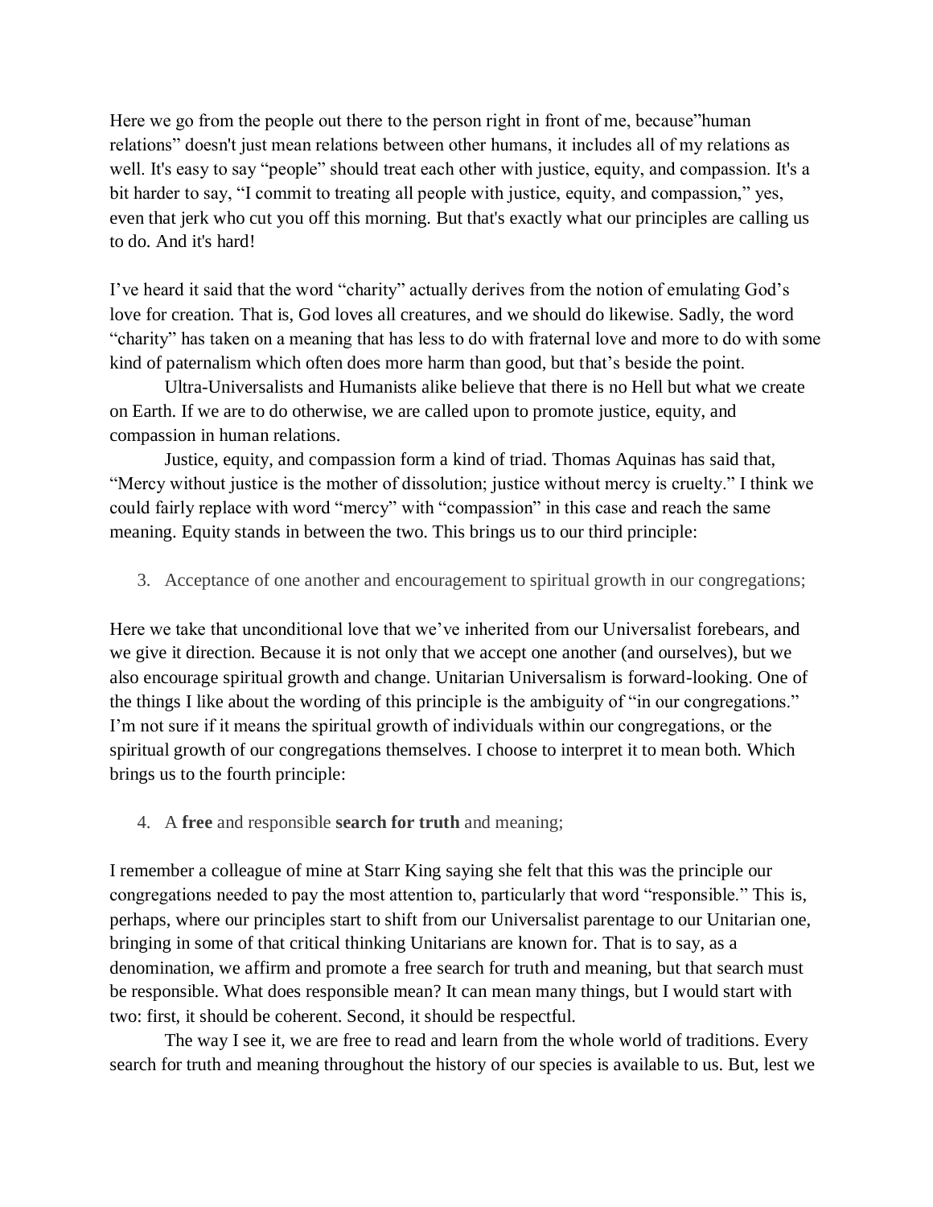Here we go from the people out there to the person right in front of me, because”human relations” doesn't just mean relations between other humans, it includes all of my relations as well. It's easy to say “people” should treat each other with justice, equity, and compassion. It's a bit harder to say, “I commit to treating all people with justice, equity, and compassion,” yes, even that jerk who cut you off this morning. But that's exactly what our principles are calling us to do. And it's hard!

I’ve heard it said that the word “charity” actually derives from the notion of emulating God’s love for creation. That is, God loves all creatures, and we should do likewise. Sadly, the word “charity” has taken on a meaning that has less to do with fraternal love and more to do with some kind of paternalism which often does more harm than good, but that’s beside the point.

Ultra-Universalists and Humanists alike believe that there is no Hell but what we create on Earth. If we are to do otherwise, we are called upon to promote justice, equity, and compassion in human relations.

Justice, equity, and compassion form a kind of triad. Thomas Aquinas has said that, “Mercy without justice is the mother of dissolution; justice without mercy is cruelty.” I think we could fairly replace with word “mercy” with “compassion” in this case and reach the same meaning. Equity stands in between the two. This brings us to our third principle:

3. Acceptance of one another and encouragement to spiritual growth in our congregations;

Here we take that unconditional love that we’ve inherited from our Universalist forebears, and we give it direction. Because it is not only that we accept one another (and ourselves), but we also encourage spiritual growth and change. Unitarian Universalism is forward-looking. One of the things I like about the wording of this principle is the ambiguity of “in our congregations.” I’m not sure if it means the spiritual growth of individuals within our congregations, or the spiritual growth of our congregations themselves. I choose to interpret it to mean both. Which brings us to the fourth principle:

4. A **free** and responsible **search for truth** and meaning;

I remember a colleague of mine at Starr King saying she felt that this was the principle our congregations needed to pay the most attention to, particularly that word “responsible.” This is, perhaps, where our principles start to shift from our Universalist parentage to our Unitarian one, bringing in some of that critical thinking Unitarians are known for. That is to say, as a denomination, we affirm and promote a free search for truth and meaning, but that search must be responsible. What does responsible mean? It can mean many things, but I would start with two: first, it should be coherent. Second, it should be respectful.

The way I see it, we are free to read and learn from the whole world of traditions. Every search for truth and meaning throughout the history of our species is available to us. But, lest we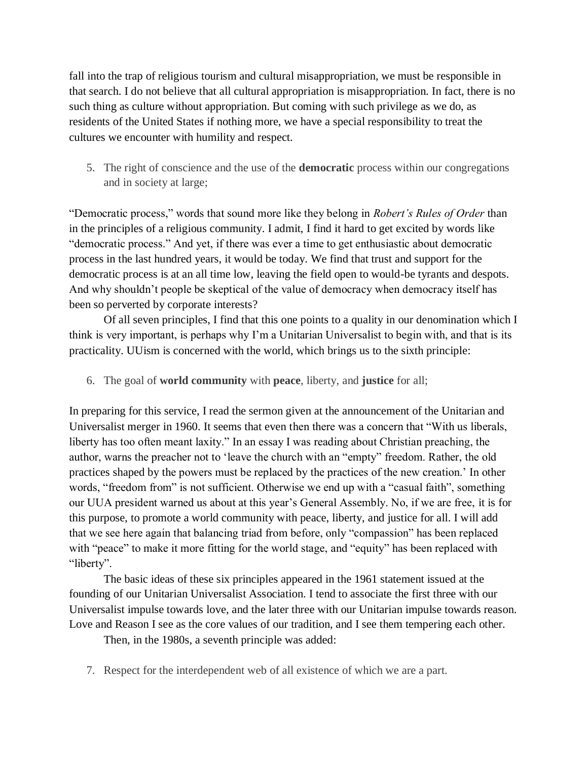fall into the trap of religious tourism and cultural misappropriation, we must be responsible in that search. I do not believe that all cultural appropriation is misappropriation. In fact, there is no such thing as culture without appropriation. But coming with such privilege as we do, as residents of the United States if nothing more, we have a special responsibility to treat the cultures we encounter with humility and respect.

5. The right of conscience and the use of the **democratic** process within our congregations and in society at large;

"Democratic process," words that sound more like they belong in *Robert's Rules of Order* than in the principles of a religious community. I admit, I find it hard to get excited by words like "democratic process." And yet, if there was ever a time to get enthusiastic about democratic process in the last hundred years, it would be today. We find that trust and support for the democratic process is at an all time low, leaving the field open to would-be tyrants and despots. And why shouldn't people be skeptical of the value of democracy when democracy itself has been so perverted by corporate interests?

Of all seven principles, I find that this one points to a quality in our denomination which I think is very important, is perhaps why I'm a Unitarian Universalist to begin with, and that is its practicality. UUism is concerned with the world, which brings us to the sixth principle:

6. The goal of **world community** with **peace**, liberty, and **justice** for all;

In preparing for this service, I read the sermon given at the announcement of the Unitarian and Universalist merger in 1960. It seems that even then there was a concern that "With us liberals, liberty has too often meant laxity." In an essay I was reading about Christian preaching, the author, warns the preacher not to 'leave the church with an "empty" freedom. Rather, the old practices shaped by the powers must be replaced by the practices of the new creation.' In other words, "freedom from" is not sufficient. Otherwise we end up with a "casual faith", something our UUA president warned us about at this year's General Assembly. No, if we are free, it is for this purpose, to promote a world community with peace, liberty, and justice for all. I will add that we see here again that balancing triad from before, only "compassion" has been replaced with "peace" to make it more fitting for the world stage, and "equity" has been replaced with "liberty".

The basic ideas of these six principles appeared in the 1961 statement issued at the founding of our Unitarian Universalist Association. I tend to associate the first three with our Universalist impulse towards love, and the later three with our Unitarian impulse towards reason. Love and Reason I see as the core values of our tradition, and I see them tempering each other.

Then, in the 1980s, a seventh principle was added:

7. Respect for the interdependent web of all existence of which we are a part.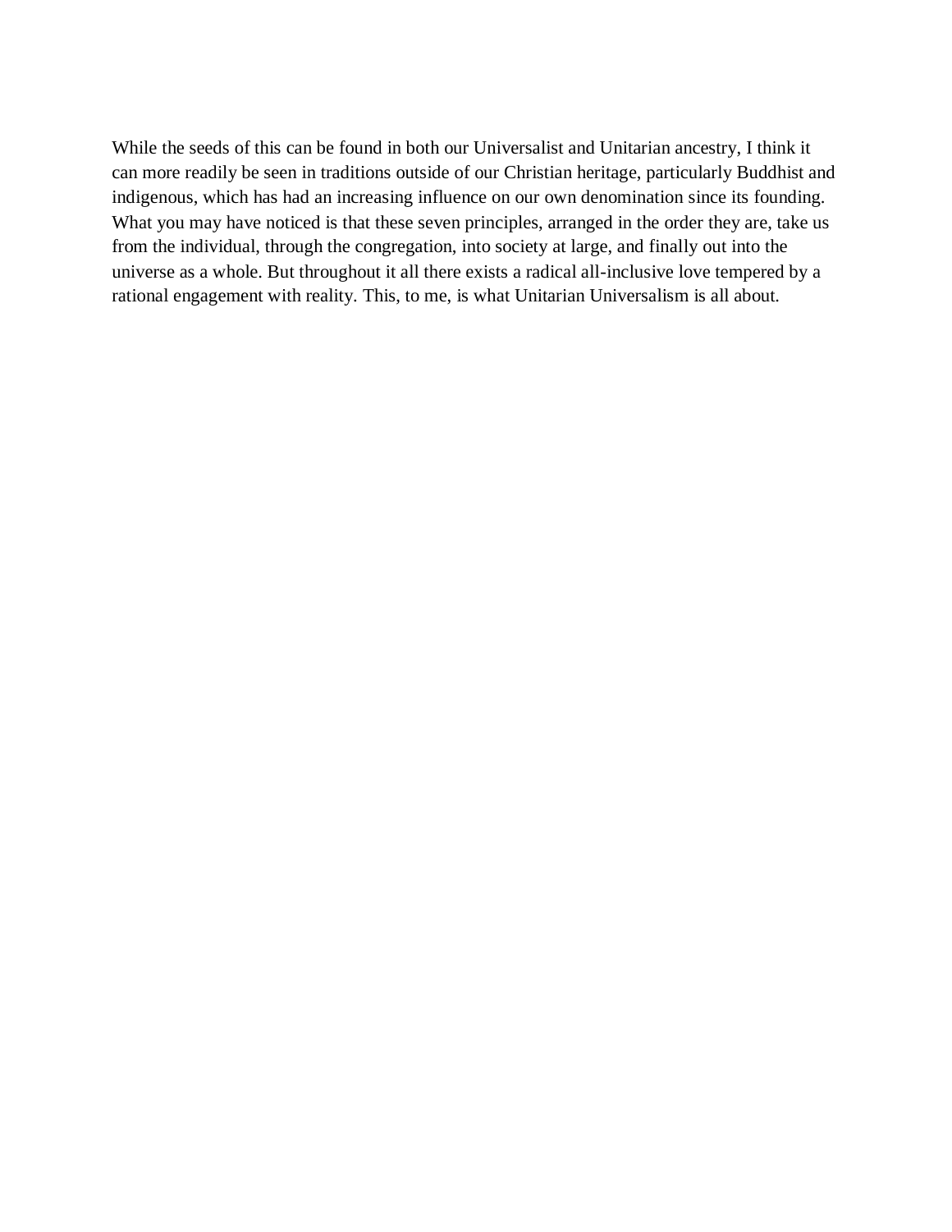While the seeds of this can be found in both our Universalist and Unitarian ancestry, I think it can more readily be seen in traditions outside of our Christian heritage, particularly Buddhist and indigenous, which has had an increasing influence on our own denomination since its founding. What you may have noticed is that these seven principles, arranged in the order they are, take us from the individual, through the congregation, into society at large, and finally out into the universe as a whole. But throughout it all there exists a radical all-inclusive love tempered by a rational engagement with reality. This, to me, is what Unitarian Universalism is all about.